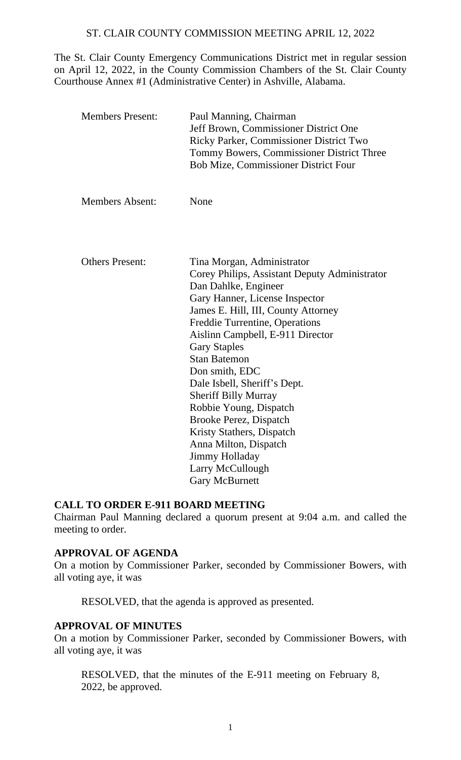# ST. CLAIR COUNTY COMMISSION MEETING APRIL 12, 2022

The St. Clair County Emergency Communications District met in regular session on April 12, 2022, in the County Commission Chambers of the St. Clair County Courthouse Annex #1 (Administrative Center) in Ashville, Alabama.

| | |
|---|---|
| Members Present: | Paul Manning, Chairman<br>Jeff Brown, Commissioner District One<br>Ricky Parker, Commissioner District Two<br>Tommy Bowers, Commissioner District Three<br>Bob Mize, Commissioner District Four |
| Members Absent: | None |
| Others Present: | Tina Morgan, Administrator<br>Corey Philips, Assistant Deputy Administrator<br>Dan Dahlke, Engineer<br>Gary Hanner, License Inspector<br>James E. Hill, III, County Attorney<br>Freddie Turrentine, Operations<br>Aislinn Campbell, E-911 Director<br>Gary Staples<br>Stan Batemon<br>Don smith, EDC<br>Dale Isbell, Sheriff's Dept.<br>Sheriff Billy Murray<br>Robbie Young, Dispatch<br>Brooke Perez, Dispatch<br>Kristy Stathers, Dispatch<br>Anna Milton, Dispatch<br>Jimmy Holladay<br>Larry McCullough<br>Gary McBurnett |

## CALL TO ORDER E-911 BOARD MEETING

Chairman Paul Manning declared a quorum present at 9:04 a.m. and called the meeting to order.

## APPROVAL OF AGENDA

On a motion by Commissioner Parker, seconded by Commissioner Bowers, with all voting aye, it was

RESOLVED, that the agenda is approved as presented.

## APPROVAL OF MINUTES

On a motion by Commissioner Parker, seconded by Commissioner Bowers, with all voting aye, it was

RESOLVED, that the minutes of the E-911 meeting on February 8, 2022, be approved.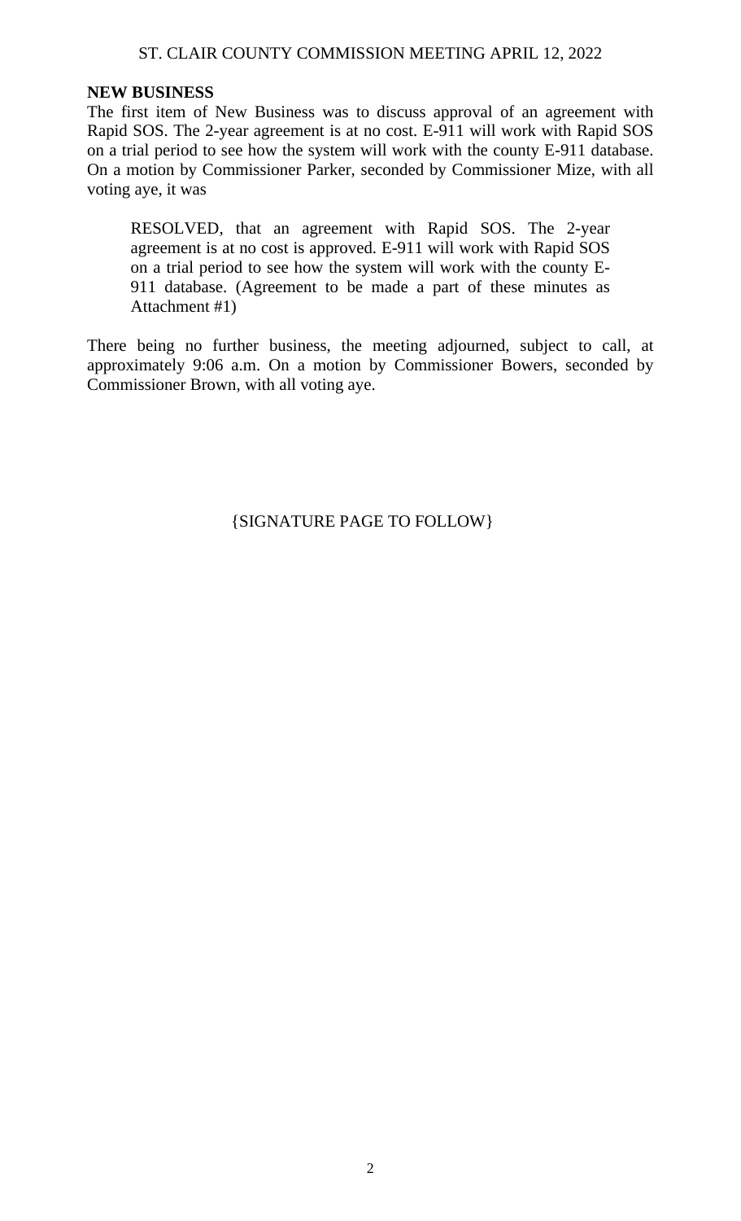**NEW BUSINESS**

The first item of New Business was to discuss approval of an agreement with Rapid SOS. The 2-year agreement is at no cost. E-911 will work with Rapid SOS on a trial period to see how the system will work with the county E-911 database. On a motion by Commissioner Parker, seconded by Commissioner Mize, with all voting aye, it was

> RESOLVED, that an agreement with Rapid SOS. The 2-year agreement is at no cost is approved. E-911 will work with Rapid SOS on a trial period to see how the system will work with the county E-911 database. (Agreement to be made a part of these minutes as Attachment #1)

There being no further business, the meeting adjourned, subject to call, at approximately 9:06 a.m. On a motion by Commissioner Bowers, seconded by Commissioner Brown, with all voting aye.

{SIGNATURE PAGE TO FOLLOW}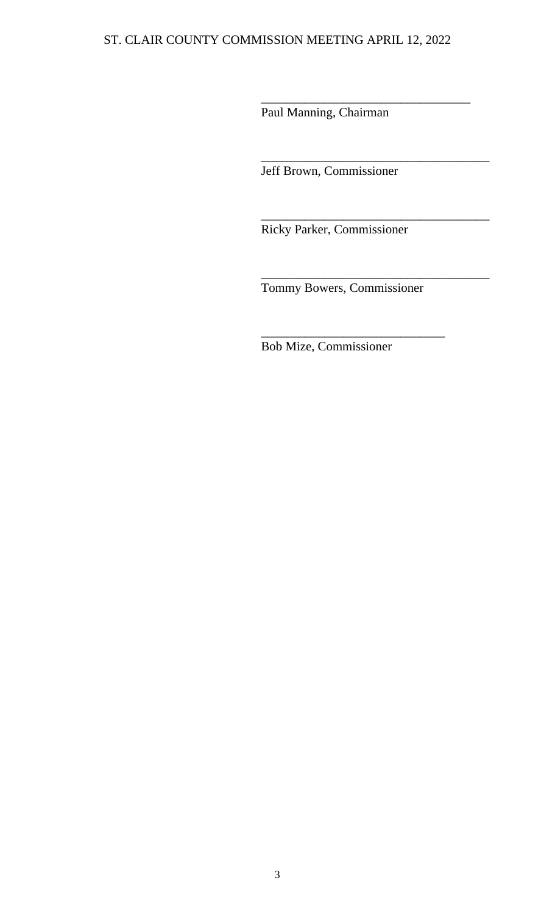\_\_\_\_\_\_\_\_\_\_\_\_\_\_\_\_\_\_\_\_\_\_\_\_\_\_\_\_\_\_\_\_\_
Paul Manning, Chairman

\_\_\_\_\_\_\_\_\_\_\_\_\_\_\_\_\_\_\_\_\_\_\_\_\_\_\_\_\_\_\_\_\_\_\_\_
Jeff Brown, Commissioner

\_\_\_\_\_\_\_\_\_\_\_\_\_\_\_\_\_\_\_\_\_\_\_\_\_\_\_\_\_\_\_\_\_\_\_\_
Ricky Parker, Commissioner

\_\_\_\_\_\_\_\_\_\_\_\_\_\_\_\_\_\_\_\_\_\_\_\_\_\_\_\_\_\_\_\_\_\_\_\_
Tommy Bowers, Commissioner

\_\_\_\_\_\_\_\_\_\_\_\_\_\_\_\_\_\_\_\_\_\_\_\_\_\_\_\_\_
Bob Mize, Commissioner